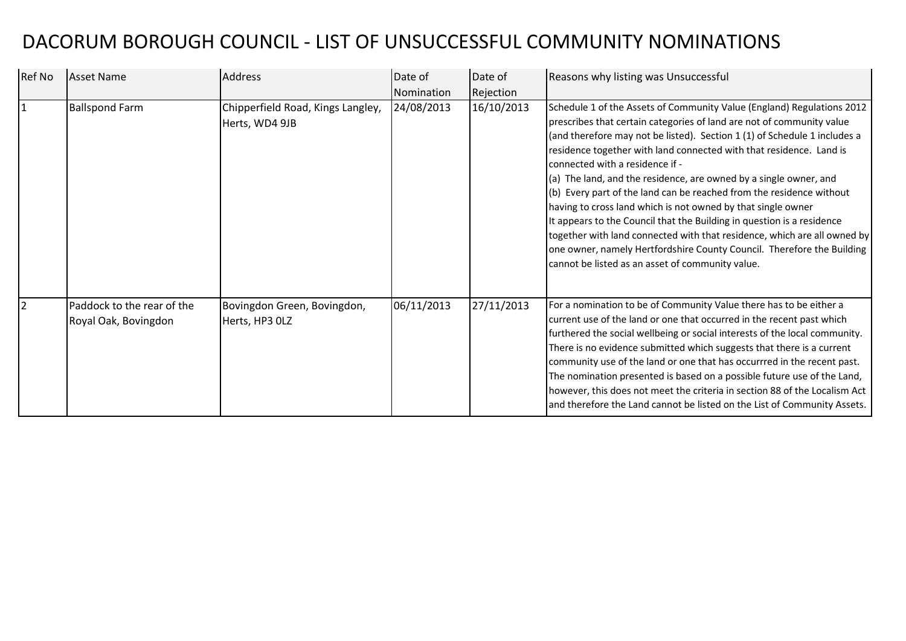# DACORUM BOROUGH COUNCIL - LIST OF UNSUCCESSFUL COMMUNITY NOMINATIONS

| Ref No | Asset Name | Address | Date of Nomination | Date of Rejection | Reasons why listing was Unsuccessful |
|---|---|---|---|---|---|
| 1 | Ballspond Farm | Chipperfield Road, Kings Langley, Herts, WD4 9JB | 24/08/2013 | 16/10/2013 | Schedule 1 of the Assets of Community Value (England) Regulations 2012 prescribes that certain categories of land are not of community value (and therefore may not be listed). Section 1 (1) of Schedule 1 includes a residence together with land connected with that residence. Land is connected with a residence if - (a) The land, and the residence, are owned by a single owner, and (b) Every part of the land can be reached from the residence without having to cross land which is not owned by that single owner It appears to the Council that the Building in question is a residence together with land connected with that residence, which are all owned by one owner, namely Hertfordshire County Council. Therefore the Building cannot be listed as an asset of community value. |
| 2 | Paddock to the rear of the Royal Oak, Bovingdon | Bovingdon Green, Bovingdon, Herts, HP3 0LZ | 06/11/2013 | 27/11/2013 | For a nomination to be of Community Value there has to be either a current use of the land or one that occurred in the recent past which furthered the social wellbeing or social interests of the local community. There is no evidence submitted which suggests that there is a current community use of the land or one that has occurrred in the recent past. The nomination presented is based on a possible future use of the Land, however, this does not meet the criteria in section 88 of the Localism Act and therefore the Land cannot be listed on the List of Community Assets. |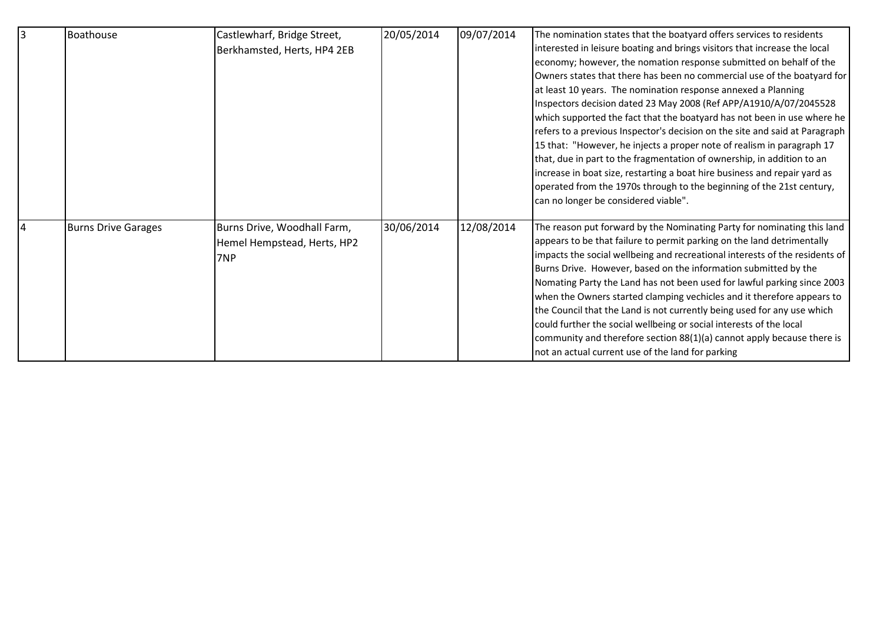| 3 | Boathouse | Castlewharf, Bridge Street, Berkhamsted, Herts, HP4 2EB | 20/05/2014 | 09/07/2014 | The nomination states that the boatyard offers services to residents interested in leisure boating and brings visitors that increase the local economy; however, the nomation response submitted on behalf of the Owners states that there has been no commercial use of the boatyard for at least 10 years. The nomination response annexed a Planning Inspectors decision dated 23 May 2008 (Ref APP/A1910/A/07/2045528 which supported the fact that the boatyard has not been in use where he refers to a previous Inspector's decision on the site and said at Paragraph 15 that: "However, he injects a proper note of realism in paragraph 17 that, due in part to the fragmentation of ownership, in addition to an increase in boat size, restarting a boat hire business and repair yard as operated from the 1970s through to the beginning of the 21st century, can no longer be considered viable". |
|---|---|---|---|---|---|
| 4 | Burns Drive Garages | Burns Drive, Woodhall Farm, Hemel Hempstead, Herts, HP2 7NP | 30/06/2014 | 12/08/2014 | The reason put forward by the Nominating Party for nominating this land appears to be that failure to permit parking on the land detrimentally impacts the social wellbeing and recreational interests of the residents of Burns Drive. However, based on the information submitted by the Nomating Party the Land has not been used for lawful parking since 2003 when the Owners started clamping vechicles and it therefore appears to the Council that the Land is not currently being used for any use which could further the social wellbeing or social interests of the local community and therefore section 88(1)(a) cannot apply because there is not an actual current use of the land for parking |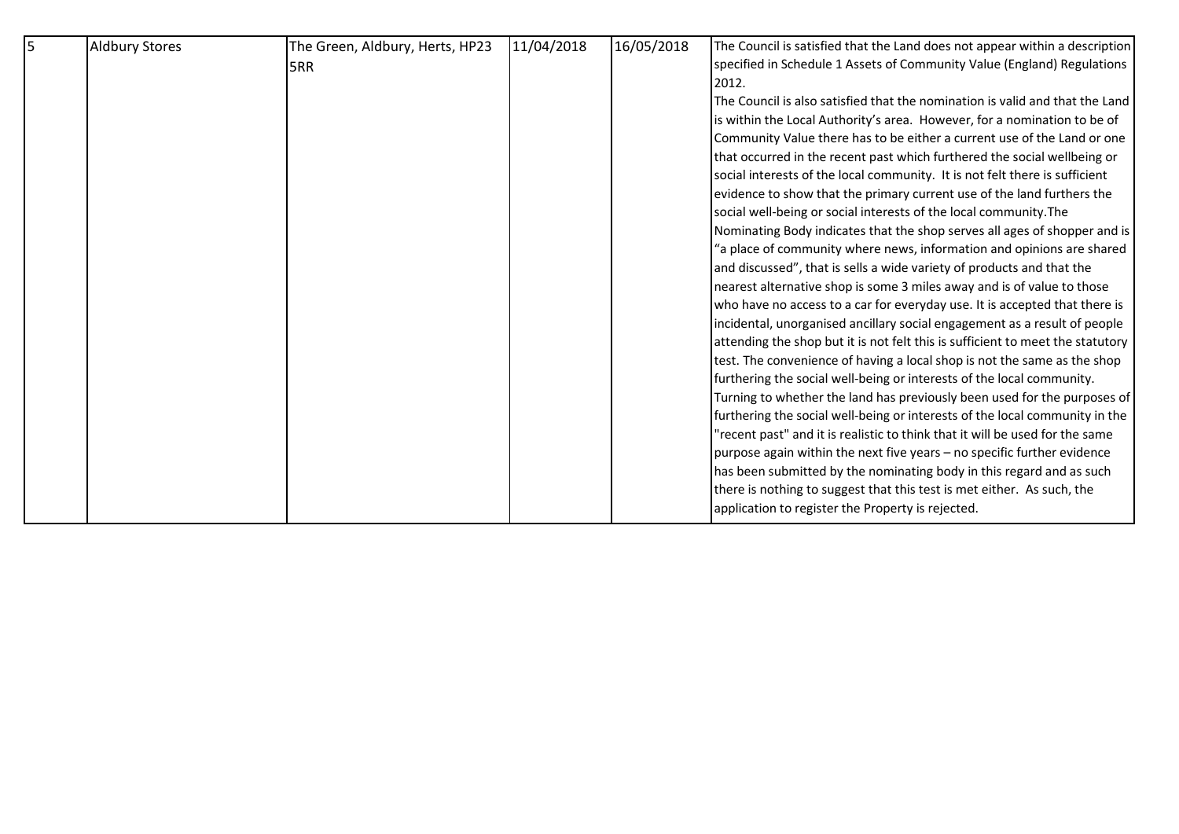| 5 | Aldbury Stores | The Green, Aldbury, Herts, HP23 5RR | 11/04/2018 | 16/05/2018 | The Council is satisfied that the Land does not appear within a description specified in Schedule 1 Assets of Community Value (England) Regulations 2012. The Council is also satisfied that the nomination is valid and that the Land is within the Local Authority's area. However, for a nomination to be of Community Value there has to be either a current use of the Land or one that occurred in the recent past which furthered the social wellbeing or social interests of the local community. It is not felt there is sufficient evidence to show that the primary current use of the land furthers the social well-being or social interests of the local community.The Nominating Body indicates that the shop serves all ages of shopper and is "a place of community where news, information and opinions are shared and discussed", that is sells a wide variety of products and that the nearest alternative shop is some 3 miles away and is of value to those who have no access to a car for everyday use. It is accepted that there is incidental, unorganised ancillary social engagement as a result of people attending the shop but it is not felt this is sufficient to meet the statutory test. The convenience of having a local shop is not the same as the shop furthering the social well-being or interests of the local community. Turning to whether the land has previously been used for the purposes of furthering the social well-being or interests of the local community in the "recent past" and it is realistic to think that it will be used for the same purpose again within the next five years – no specific further evidence has been submitted by the nominating body in this regard and as such there is nothing to suggest that this test is met either. As such, the application to register the Property is rejected. |
|---|---|---|---|---|---|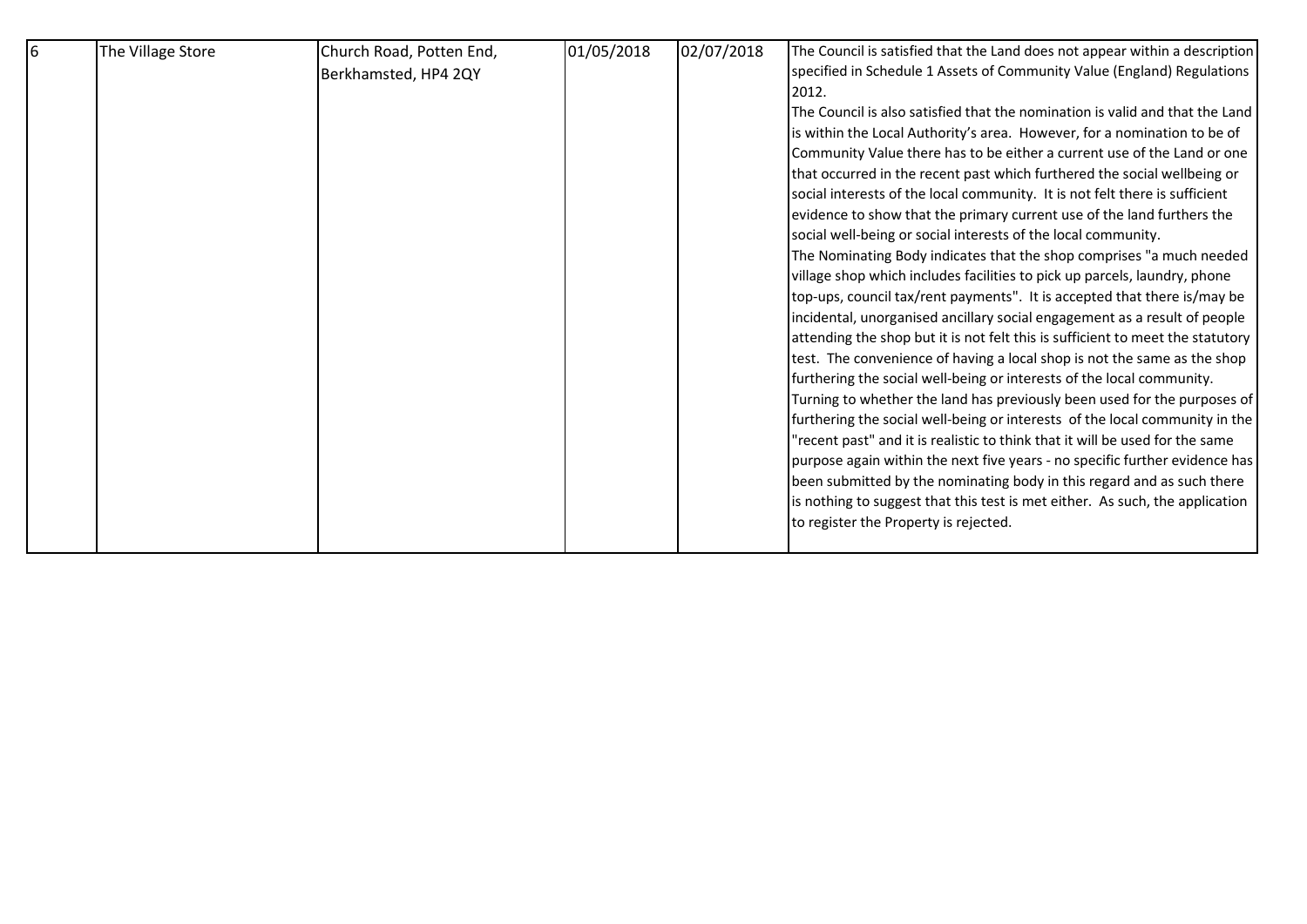| 6 | The Village Store | Church Road, Potten End, Berkhamsted, HP4 2QY | 01/05/2018 | 02/07/2018 | The Council is satisfied that the Land does not appear within a description specified in Schedule 1 Assets of Community Value (England) Regulations 2012.<br>The Council is also satisfied that the nomination is valid and that the Land is within the Local Authority's area. However, for a nomination to be of Community Value there has to be either a current use of the Land or one that occurred in the recent past which furthered the social wellbeing or social interests of the local community. It is not felt there is sufficient evidence to show that the primary current use of the land furthers the social well-being or social interests of the local community.<br>The Nominating Body indicates that the shop comprises "a much needed village shop which includes facilities to pick up parcels, laundry, phone top-ups, council tax/rent payments". It is accepted that there is/may be incidental, unorganised ancillary social engagement as a result of people attending the shop but it is not felt this is sufficient to meet the statutory test. The convenience of having a local shop is not the same as the shop furthering the social well-being or interests of the local community.<br>Turning to whether the land has previously been used for the purposes of furthering the social well-being or interests of the local community in the "recent past" and it is realistic to think that it will be used for the same purpose again within the next five years - no specific further evidence has been submitted by the nominating body in this regard and as such there is nothing to suggest that this test is met either. As such, the application to register the Property is rejected. |
|---|---|---|---|---|---|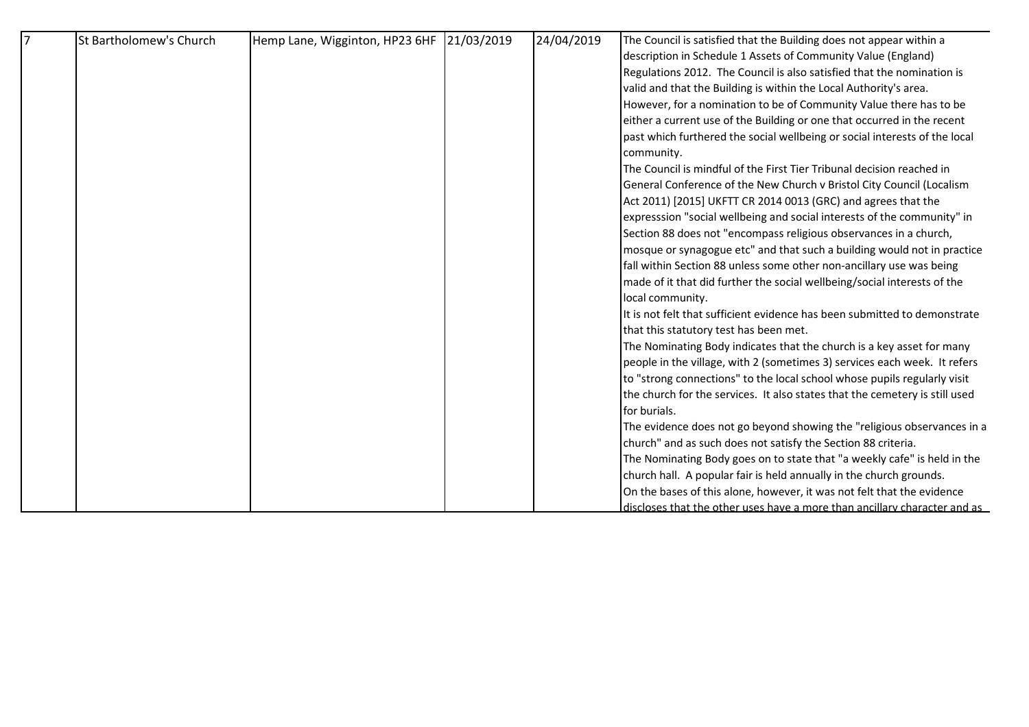| 7 | St Bartholomew's Church | Hemp Lane, Wigginton, HP23 6HF | 21/03/2019 | 24/04/2019 | The Council is satisfied that the Building does not appear within a description in Schedule 1 Assets of Community Value (England) Regulations 2012. The Council is also satisfied that the nomination is valid and that the Building is within the Local Authority's area. However, for a nomination to be of Community Value there has to be either a current use of the Building or one that occurred in the recent past which furthered the social wellbeing or social interests of the local community.<br>The Council is mindful of the First Tier Tribunal decision reached in General Conference of the New Church v Bristol City Council (Localism Act 2011) [2015] UKFTT CR 2014 0013 (GRC) and agrees that the expresssion "social wellbeing and social interests of the community" in Section 88 does not "encompass religious observances in a church, mosque or synagogue etc" and that such a building would not in practice fall within Section 88 unless some other non-ancillary use was being made of it that did further the social wellbeing/social interests of the local community.<br>It is not felt that sufficient evidence has been submitted to demonstrate that this statutory test has been met.<br>The Nominating Body indicates that the church is a key asset for many people in the village, with 2 (sometimes 3) services each week. It refers to "strong connections" to the local school whose pupils regularly visit the church for the services. It also states that the cemetery is still used for burials.<br>The evidence does not go beyond showing the "religious observances in a church" and as such does not satisfy the Section 88 criteria.<br>The Nominating Body goes on to state that "a weekly cafe" is held in the church hall. A popular fair is held annually in the church grounds.<br>On the bases of this alone, however, it was not felt that the evidence discloses that the other uses have a more than ancillary character and as |
|---|---|---|---|---|---|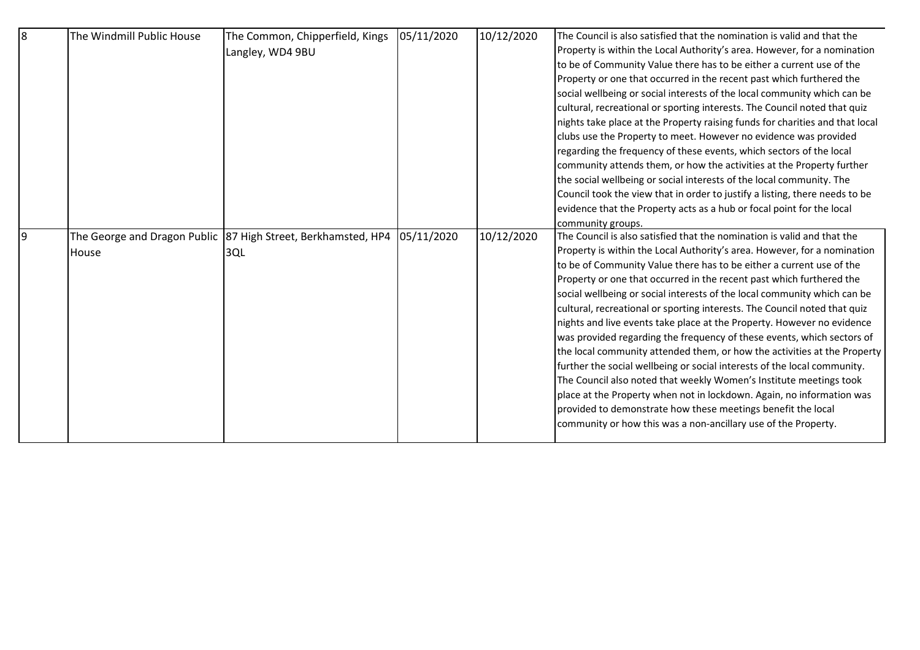| 8 | The Windmill Public House | The Common, Chipperfield, Kings Langley, WD4 9BU | 05/11/2020 | 10/12/2020 | The Council is also satisfied that the nomination is valid and that the Property is within the Local Authority's area. However, for a nomination to be of Community Value there has to be either a current use of the Property or one that occurred in the recent past which furthered the social wellbeing or social interests of the local community which can be cultural, recreational or sporting interests. The Council noted that quiz nights take place at the Property raising funds for charities and that local clubs use the Property to meet. However no evidence was provided regarding the frequency of these events, which sectors of the local community attends them, or how the activities at the Property further the social wellbeing or social interests of the local community. The Council took the view that in order to justify a listing, there needs to be evidence that the Property acts as a hub or focal point for the local community groups. |
|---|---|---|---|---|---|
| 9 | The George and Dragon Public House | 87 High Street, Berkhamsted, HP4 3QL | 05/11/2020 | 10/12/2020 | The Council is also satisfied that the nomination is valid and that the Property is within the Local Authority's area. However, for a nomination to be of Community Value there has to be either a current use of the Property or one that occurred in the recent past which furthered the social wellbeing or social interests of the local community which can be cultural, recreational or sporting interests. The Council noted that quiz nights and live events take place at the Property. However no evidence was provided regarding the frequency of these events, which sectors of the local community attended them, or how the activities at the Property further the social wellbeing or social interests of the local community. The Council also noted that weekly Women's Institute meetings took place at the Property when not in lockdown. Again, no information was provided to demonstrate how these meetings benefit the local community or how this was a non-ancillary use of the Property. |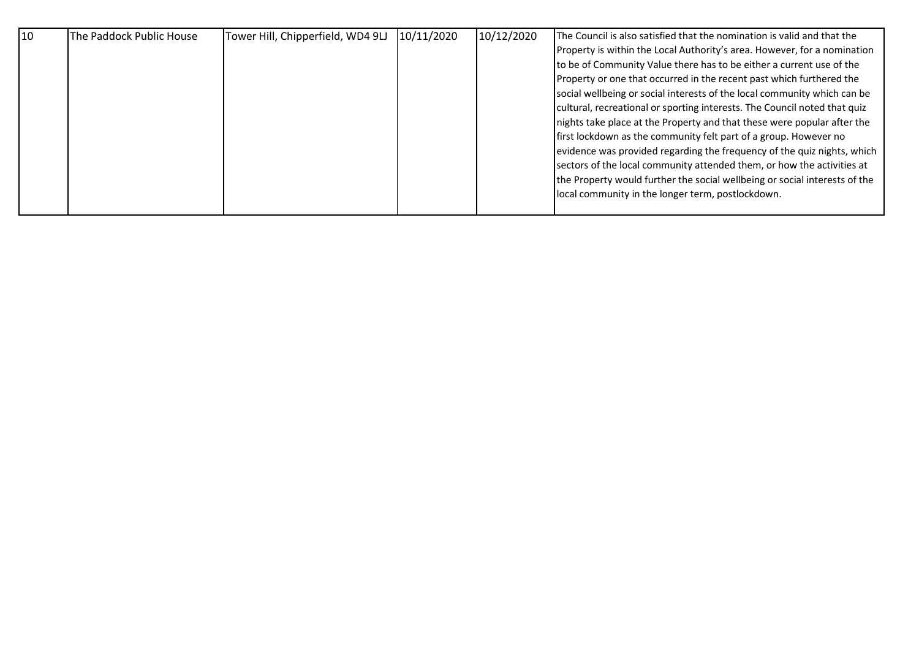| 10 | The Paddock Public House | Tower Hill, Chipperfield, WD4 9LJ | 10/11/2020 | 10/12/2020 | The Council is also satisfied that the nomination is valid and that the Property is within the Local Authority's area. However, for a nomination to be of Community Value there has to be either a current use of the Property or one that occurred in the recent past which furthered the social wellbeing or social interests of the local community which can be cultural, recreational or sporting interests. The Council noted that quiz nights take place at the Property and that these were popular after the first lockdown as the community felt part of a group. However no evidence was provided regarding the frequency of the quiz nights, which sectors of the local community attended them, or how the activities at the Property would further the social wellbeing or social interests of the local community in the longer term, postlockdown. |
|---|---|---|---|---|---|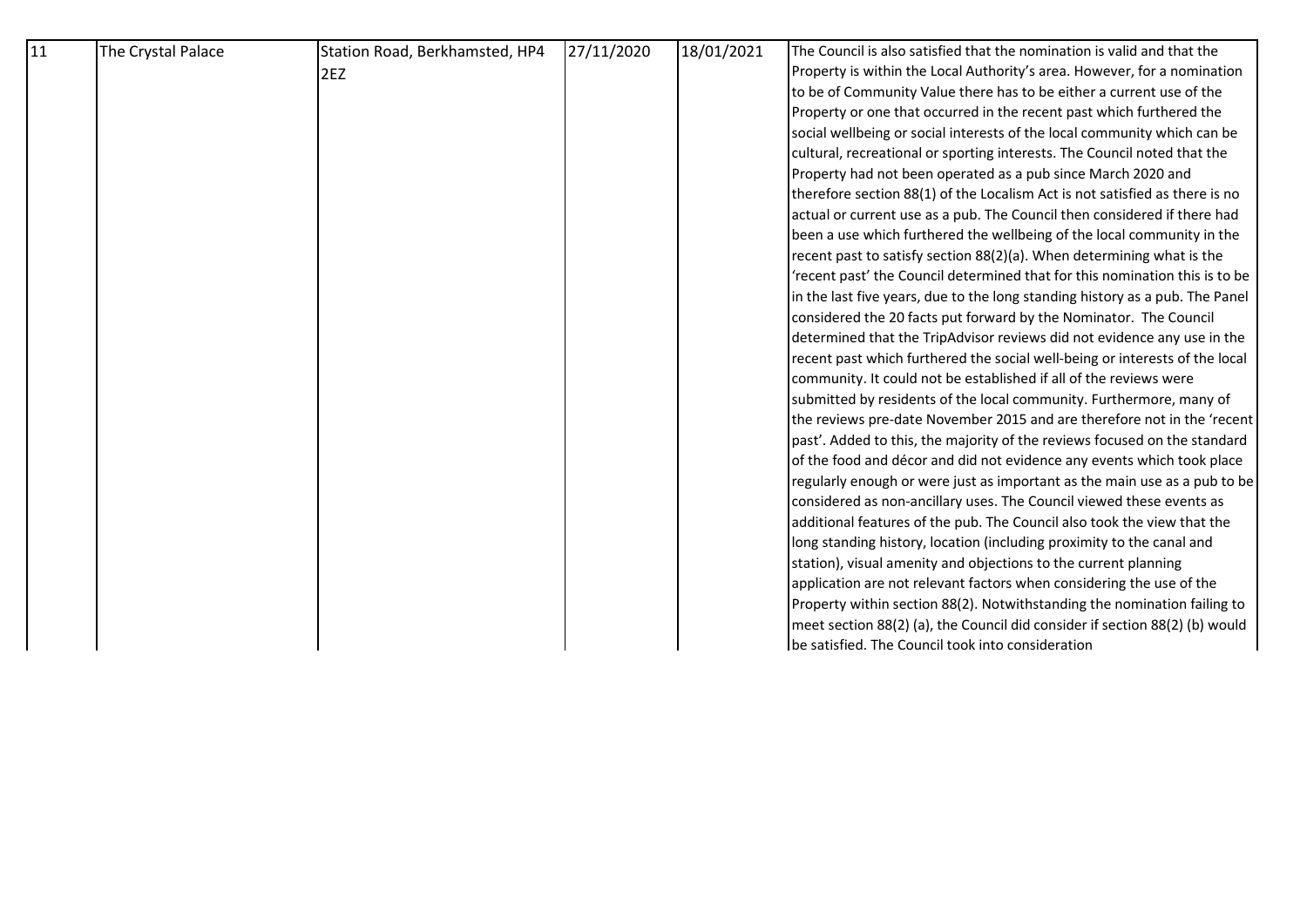| 11 | The Crystal Palace | Station Road, Berkhamsted, HP4 2EZ | 27/11/2020 | 18/01/2021 | The Council is also satisfied that the nomination is valid and that the Property is within the Local Authority's area. However, for a nomination to be of Community Value there has to be either a current use of the Property or one that occurred in the recent past which furthered the social wellbeing or social interests of the local community which can be cultural, recreational or sporting interests. The Council noted that the Property had not been operated as a pub since March 2020 and therefore section 88(1) of the Localism Act is not satisfied as there is no actual or current use as a pub. The Council then considered if there had been a use which furthered the wellbeing of the local community in the recent past to satisfy section 88(2)(a). When determining what is the 'recent past' the Council determined that for this nomination this is to be in the last five years, due to the long standing history as a pub. The Panel considered the 20 facts put forward by the Nominator. The Council determined that the TripAdvisor reviews did not evidence any use in the recent past which furthered the social well-being or interests of the local community. It could not be established if all of the reviews were submitted by residents of the local community. Furthermore, many of the reviews pre-date November 2015 and are therefore not in the 'recent past'. Added to this, the majority of the reviews focused on the standard of the food and décor and did not evidence any events which took place regularly enough or were just as important as the main use as a pub to be considered as non-ancillary uses. The Council viewed these events as additional features of the pub. The Council also took the view that the long standing history, location (including proximity to the canal and station), visual amenity and objections to the current planning application are not relevant factors when considering the use of the Property within section 88(2). Notwithstanding the nomination failing to meet section 88(2) (a), the Council did consider if section 88(2) (b) would be satisfied. The Council took into consideration |
|---|---|---|---|---|---|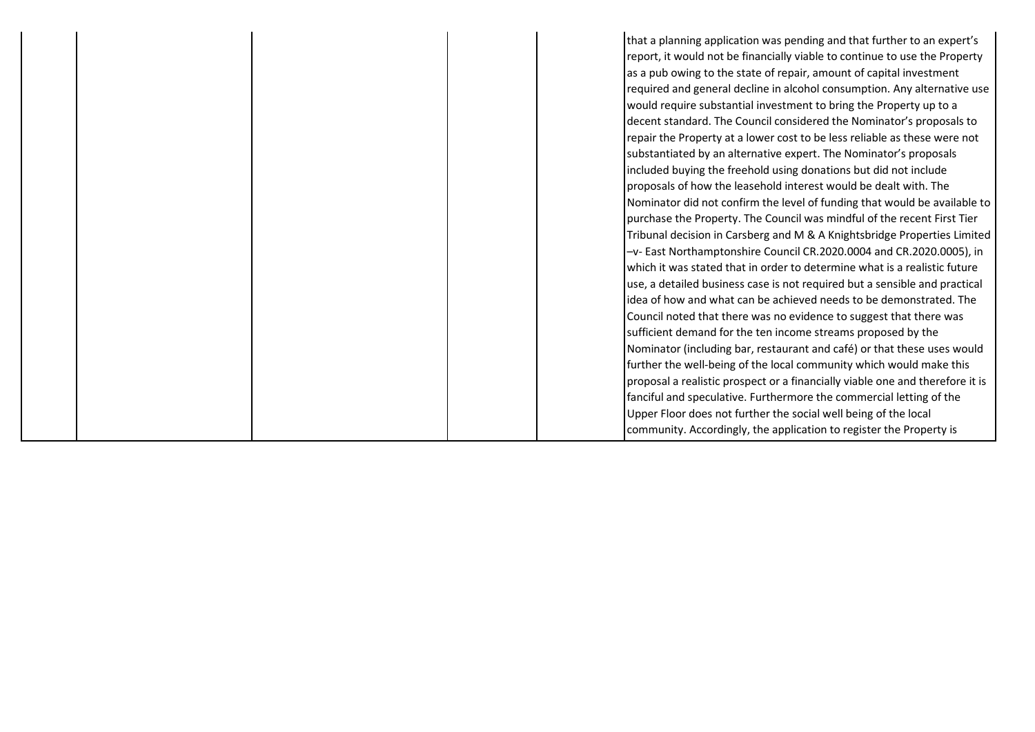| | | | | | |
|---|---|---|---|---|---|
| | | | | | that a planning application was pending and that further to an expert's report, it would not be financially viable to continue to use the Property as a pub owing to the state of repair, amount of capital investment required and general decline in alcohol consumption. Any alternative use would require substantial investment to bring the Property up to a decent standard. The Council considered the Nominator's proposals to repair the Property at a lower cost to be less reliable as these were not substantiated by an alternative expert. The Nominator's proposals included buying the freehold using donations but did not include proposals of how the leasehold interest would be dealt with. The Nominator did not confirm the level of funding that would be available to purchase the Property. The Council was mindful of the recent First Tier Tribunal decision in Carsberg and M & A Knightsbridge Properties Limited –v- East Northamptonshire Council CR.2020.0004 and CR.2020.0005), in which it was stated that in order to determine what is a realistic future use, a detailed business case is not required but a sensible and practical idea of how and what can be achieved needs to be demonstrated. The Council noted that there was no evidence to suggest that there was sufficient demand for the ten income streams proposed by the Nominator (including bar, restaurant and café) or that these uses would further the well-being of the local community which would make this proposal a realistic prospect or a financially viable one and therefore it is fanciful and speculative. Furthermore the commercial letting of the Upper Floor does not further the social well being of the local community. Accordingly, the application to register the Property is |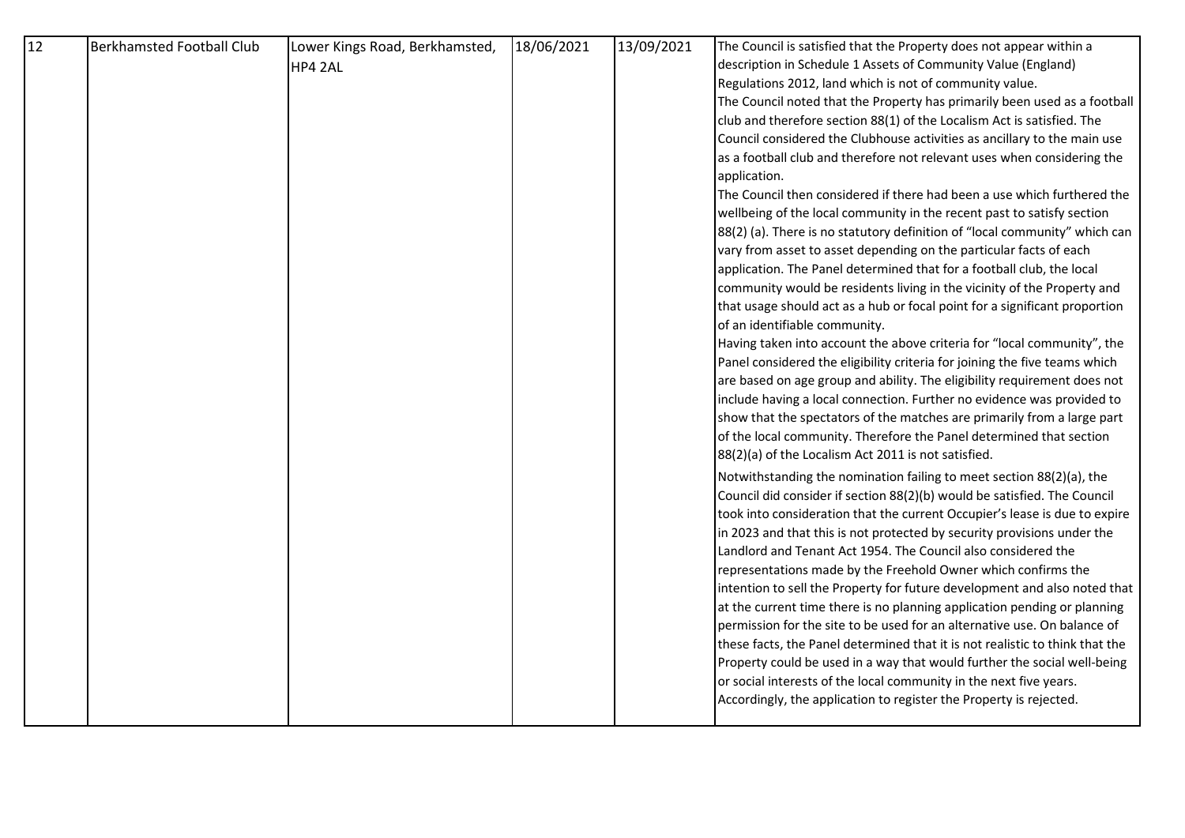| 12 | Berkhamsted Football Club | Lower Kings Road, Berkhamsted, HP4 2AL | 18/06/2021 | 13/09/2021 | The Council is satisfied that the Property does not appear within a description in Schedule 1 Assets of Community Value (England) Regulations 2012, land which is not of community value.<br>The Council noted that the Property has primarily been used as a football club and therefore section 88(1) of the Localism Act is satisfied. The Council considered the Clubhouse activities as ancillary to the main use as a football club and therefore not relevant uses when considering the application.<br>The Council then considered if there had been a use which furthered the wellbeing of the local community in the recent past to satisfy section 88(2) (a). There is no statutory definition of "local community" which can vary from asset to asset depending on the particular facts of each application. The Panel determined that for a football club, the local community would be residents living in the vicinity of the Property and that usage should act as a hub or focal point for a significant proportion of an identifiable community.<br>Having taken into account the above criteria for "local community", the Panel considered the eligibility criteria for joining the five teams which are based on age group and ability. The eligibility requirement does not include having a local connection. Further no evidence was provided to show that the spectators of the matches are primarily from a large part of the local community. Therefore the Panel determined that section 88(2)(a) of the Localism Act 2011 is not satisfied.<br>Notwithstanding the nomination failing to meet section 88(2)(a), the Council did consider if section 88(2)(b) would be satisfied. The Council took into consideration that the current Occupier's lease is due to expire in 2023 and that this is not protected by security provisions under the Landlord and Tenant Act 1954. The Council also considered the representations made by the Freehold Owner which confirms the intention to sell the Property for future development and also noted that at the current time there is no planning application pending or planning permission for the site to be used for an alternative use. On balance of these facts, the Panel determined that it is not realistic to think that the Property could be used in a way that would further the social well-being or social interests of the local community in the next five years.<br>Accordingly, the application to register the Property is rejected. |
|---|---|---|---|---|---|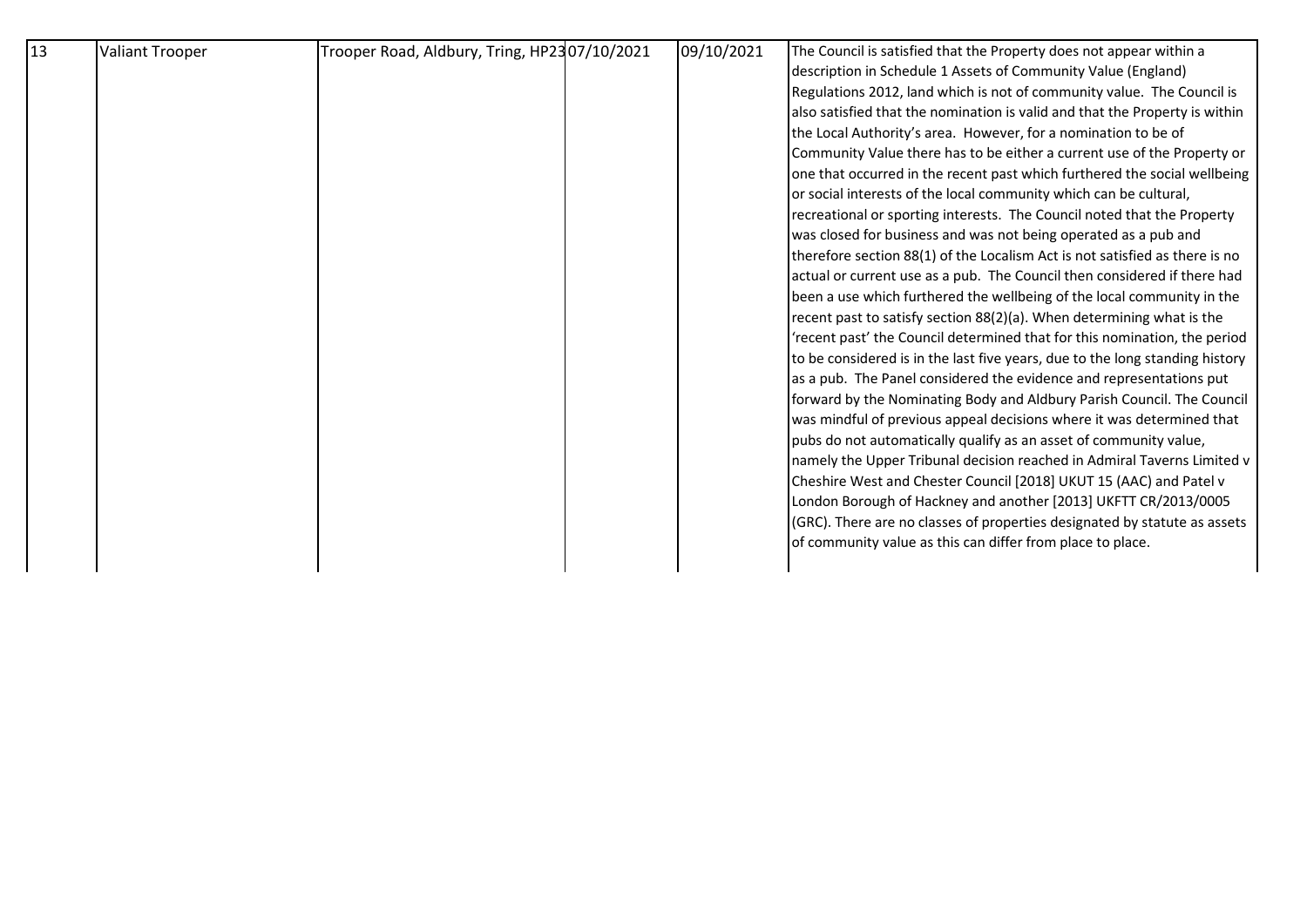| 13 | Valiant Trooper | Trooper Road, Aldbury, Tring, HP23 | 07/10/2021 | 09/10/2021 | The Council is satisfied that the Property does not appear within a description in Schedule 1 Assets of Community Value (England) Regulations 2012, land which is not of community value. The Council is also satisfied that the nomination is valid and that the Property is within the Local Authority's area. However, for a nomination to be of Community Value there has to be either a current use of the Property or one that occurred in the recent past which furthered the social wellbeing or social interests of the local community which can be cultural, recreational or sporting interests. The Council noted that the Property was closed for business and was not being operated as a pub and therefore section 88(1) of the Localism Act is not satisfied as there is no actual or current use as a pub. The Council then considered if there had been a use which furthered the wellbeing of the local community in the recent past to satisfy section 88(2)(a). When determining what is the 'recent past' the Council determined that for this nomination, the period to be considered is in the last five years, due to the long standing history as a pub. The Panel considered the evidence and representations put forward by the Nominating Body and Aldbury Parish Council. The Council was mindful of previous appeal decisions where it was determined that pubs do not automatically qualify as an asset of community value, namely the Upper Tribunal decision reached in Admiral Taverns Limited v Cheshire West and Chester Council [2018] UKUT 15 (AAC) and Patel v London Borough of Hackney and another [2013] UKFTT CR/2013/0005 (GRC). There are no classes of properties designated by statute as assets of community value as this can differ from place to place. |
|---|---|---|---|---|---|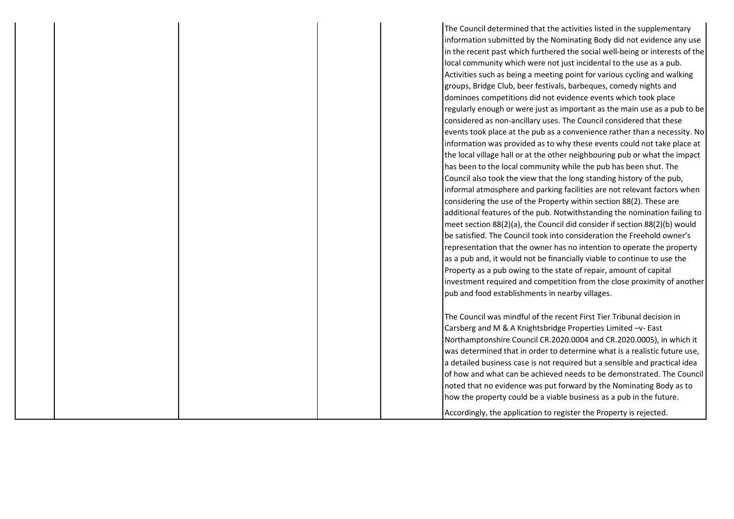|  |  |  |  |  | The Council determined that the activities listed in the supplementary information submitted by the Nominating Body did not evidence any use in the recent past which furthered the social well-being or interests of the local community which were not just incidental to the use as a pub. Activities such as being a meeting point for various cycling and walking groups, Bridge Club, beer festivals, barbeques, comedy nights and dominoes competitions did not evidence events which took place regularly enough or were just as important as the main use as a pub to be considered as non-ancillary uses. The Council considered that these events took place at the pub as a convenience rather than a necessity. No information was provided as to why these events could not take place at the local village hall or at the other neighbouring pub or what the impact has been to the local community while the pub has been shut. The Council also took the view that the long standing history of the pub, informal atmosphere and parking facilities are not relevant factors when considering the use of the Property within section 88(2). These are additional features of the pub. Notwithstanding the nomination failing to meet section 88(2)(a), the Council did consider if section 88(2)(b) would be satisfied. The Council took into consideration the Freehold owner's representation that the owner has no intention to operate the property as a pub and, it would not be financially viable to continue to use the Property as a pub owing to the state of repair, amount of capital investment required and competition from the close proximity of another pub and food establishments in nearby villages.<br><br>The Council was mindful of the recent First Tier Tribunal decision in Carsberg and M & A Knightsbridge Properties Limited –v- East Northamptonshire Council CR.2020.0004 and CR.2020.0005), in which it was determined that in order to determine what is a realistic future use, a detailed business case is not required but a sensible and practical idea of how and what can be achieved needs to be demonstrated. The Council noted that no evidence was put forward by the Nominating Body as to how the property could be a viable business as a pub in the future.<br><br>Accordingly, the application to register the Property is rejected. |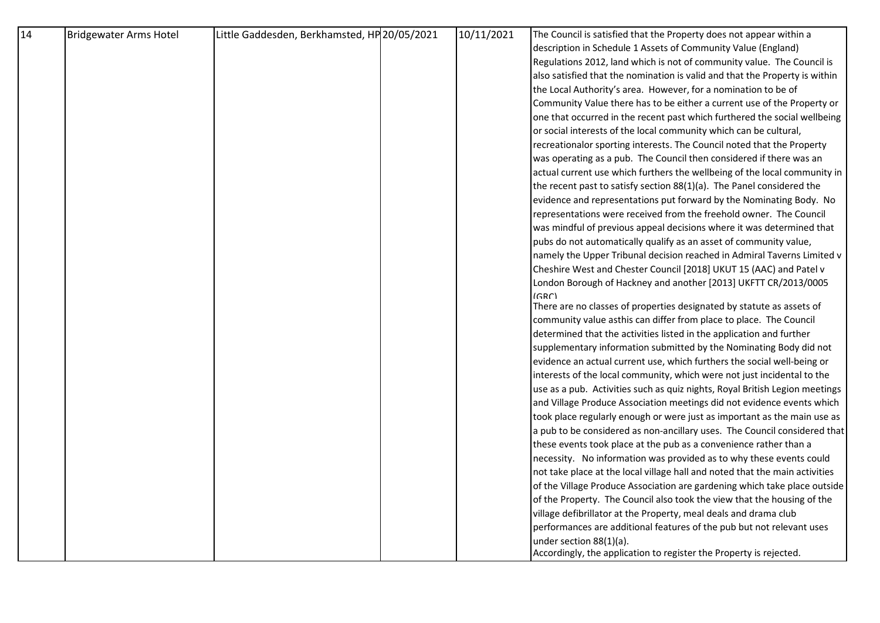| | | | | | |
|---|---|---|---|---|---|
| 14 | Bridgewater Arms Hotel | Little Gaddesden, Berkhamsted, HP | 20/05/2021 | 10/11/2021 | The Council is satisfied that the Property does not appear within a description in Schedule 1 Assets of Community Value (England) Regulations 2012, land which is not of community value. The Council is also satisfied that the nomination is valid and that the Property is within the Local Authority's area. However, for a nomination to be of Community Value there has to be either a current use of the Property or one that occurred in the recent past which furthered the social wellbeing or social interests of the local community which can be cultural, recreationalor sporting interests. The Council noted that the Property was operating as a pub. The Council then considered if there was an actual current use which furthers the wellbeing of the local community in the recent past to satisfy section 88(1)(a). The Panel considered the evidence and representations put forward by the Nominating Body. No representations were received from the freehold owner. The Council was mindful of previous appeal decisions where it was determined that pubs do not automatically qualify as an asset of community value, namely the Upper Tribunal decision reached in Admiral Taverns Limited v Cheshire West and Chester Council [2018] UKUT 15 (AAC) and Patel v London Borough of Hackney and another [2013] UKFTT CR/2013/0005 (GRC)<br>There are no classes of properties designated by statute as assets of community value asthis can differ from place to place. The Council determined that the activities listed in the application and further supplementary information submitted by the Nominating Body did not evidence an actual current use, which furthers the social well-being or interests of the local community, which were not just incidental to the use as a pub. Activities such as quiz nights, Royal British Legion meetings and Village Produce Association meetings did not evidence events which took place regularly enough or were just as important as the main use as a pub to be considered as non-ancillary uses. The Council considered that these events took place at the pub as a convenience rather than a necessity. No information was provided as to why these events could not take place at the local village hall and noted that the main activities of the Village Produce Association are gardening which take place outside of the Property. The Council also took the view that the housing of the village defibrillator at the Property, meal deals and drama club performances are additional features of the pub but not relevant uses under section 88(1)(a).<br>Accordingly, the application to register the Property is rejected. |